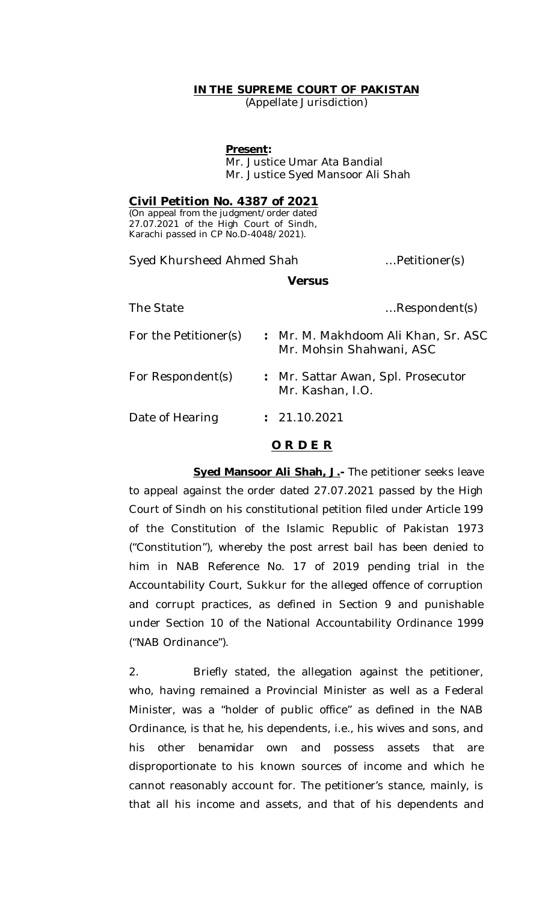**IN THE SUPREME COURT OF PAKISTAN**
(Appellate Jurisdiction)

**Present:**
Mr. Justice Umar Ata Bandial
Mr. Justice Syed Mansoor Ali Shah

**Civil Petition No. 4387 of 2021**
(On appeal from the judgment/order dated 27.07.2021 of the High Court of Sindh, Karachi passed in CP No.D-4048/2021).

Syed Khursheed Ahmed Shah …Petitioner(s)

**Versus**

The State …Respondent(s)

| | | |
|---|---|---|
| For the Petitioner(s) | : | Mr. M. Makhdoom Ali Khan, Sr. ASC<br>Mr. Mohsin Shahwani, ASC |
| For Respondent(s) | : | Mr. Sattar Awan, Spl. Prosecutor<br>Mr. Kashan, I.O. |
| Date of Hearing | : | 21.10.2021 |

**ORDER**

**Syed Mansoor Ali Shah, J.-** The petitioner seeks leave to appeal against the order dated 27.07.2021 passed by the High Court of Sindh on his constitutional petition filed under Article 199 of the Constitution of the Islamic Republic of Pakistan 1973 ("Constitution"), whereby the post arrest bail has been denied to him in NAB Reference No. 17 of 2019 pending trial in the Accountability Court, Sukkur for the alleged offence of corruption and corrupt practices, as defined in Section 9 and punishable under Section 10 of the National Accountability Ordinance 1999 ("NAB Ordinance").

2. Briefly stated, the allegation against the petitioner, who, having remained a Provincial Minister as well as a Federal Minister, was a "holder of public office" as defined in the NAB Ordinance, is that he, his dependents, i.e., his wives and sons, and his other benamidar own and possess assets that are disproportionate to his known sources of income and which he cannot reasonably account for. The petitioner's stance, mainly, is that all his income and assets, and that of his dependents and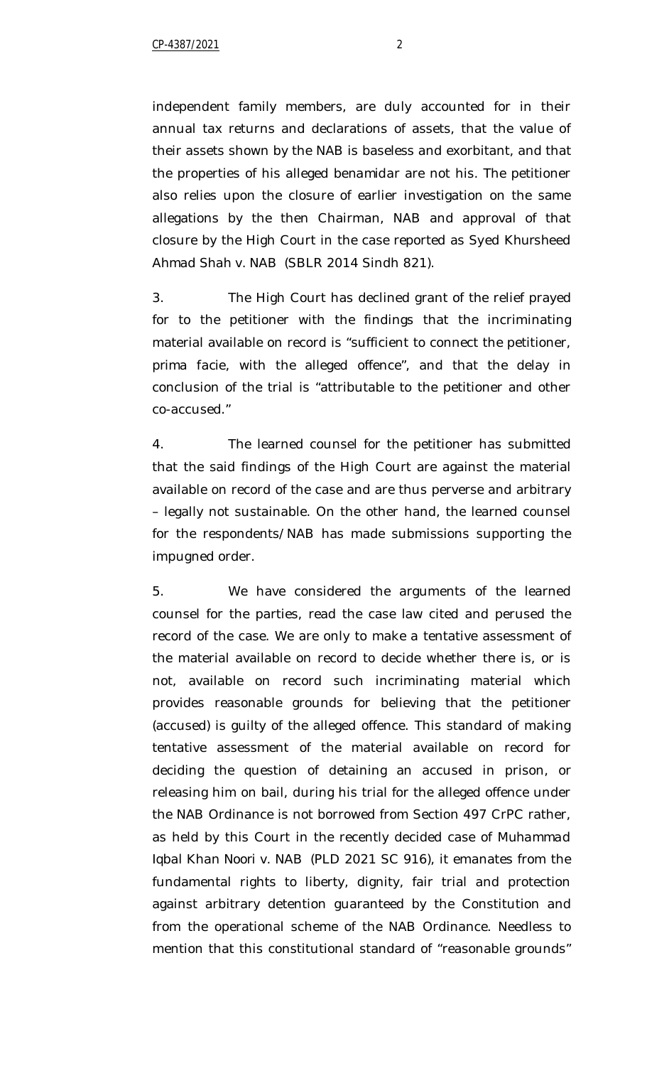independent family members, are duly accounted for in their annual tax returns and declarations of assets, that the value of their assets shown by the NAB is baseless and exorbitant, and that the properties of his alleged benamidar are not his. The petitioner also relies upon the closure of earlier investigation on the same allegations by the then Chairman, NAB and approval of that closure by the High Court in the case reported as *Syed Khursheed Ahmad Shah v. NAB* (SBLR 2014 Sindh 821).

3. The High Court has declined grant of the relief prayed for to the petitioner with the findings that the incriminating material available on record is "sufficient to connect the petitioner, prima facie, with the alleged offence", and that the delay in conclusion of the trial is "attributable to the petitioner and other co-accused."

4. The learned counsel for the petitioner has submitted that the said findings of the High Court are against the material available on record of the case and are thus perverse and arbitrary – legally not sustainable. On the other hand, the learned counsel for the respondents/NAB has made submissions supporting the impugned order.

5. We have considered the arguments of the learned counsel for the parties, read the case law cited and perused the record of the case. We are only to make a tentative assessment of the material available on record to decide whether there is, or is not, available on record such incriminating material which provides reasonable grounds for believing that the petitioner (accused) is guilty of the alleged offence. This standard of making tentative assessment of the material available on record for deciding the question of detaining an accused in prison, or releasing him on bail, during his trial for the alleged offence under the NAB Ordinance is not borrowed from Section 497 CrPC rather, as held by this Court in the recently decided case of *Muhammad Iqbal Khan Noori v. NAB* (PLD 2021 SC 916), it emanates from the fundamental rights to liberty, dignity, fair trial and protection against arbitrary detention guaranteed by the Constitution and from the operational scheme of the NAB Ordinance. Needless to mention that this constitutional standard of "reasonable grounds"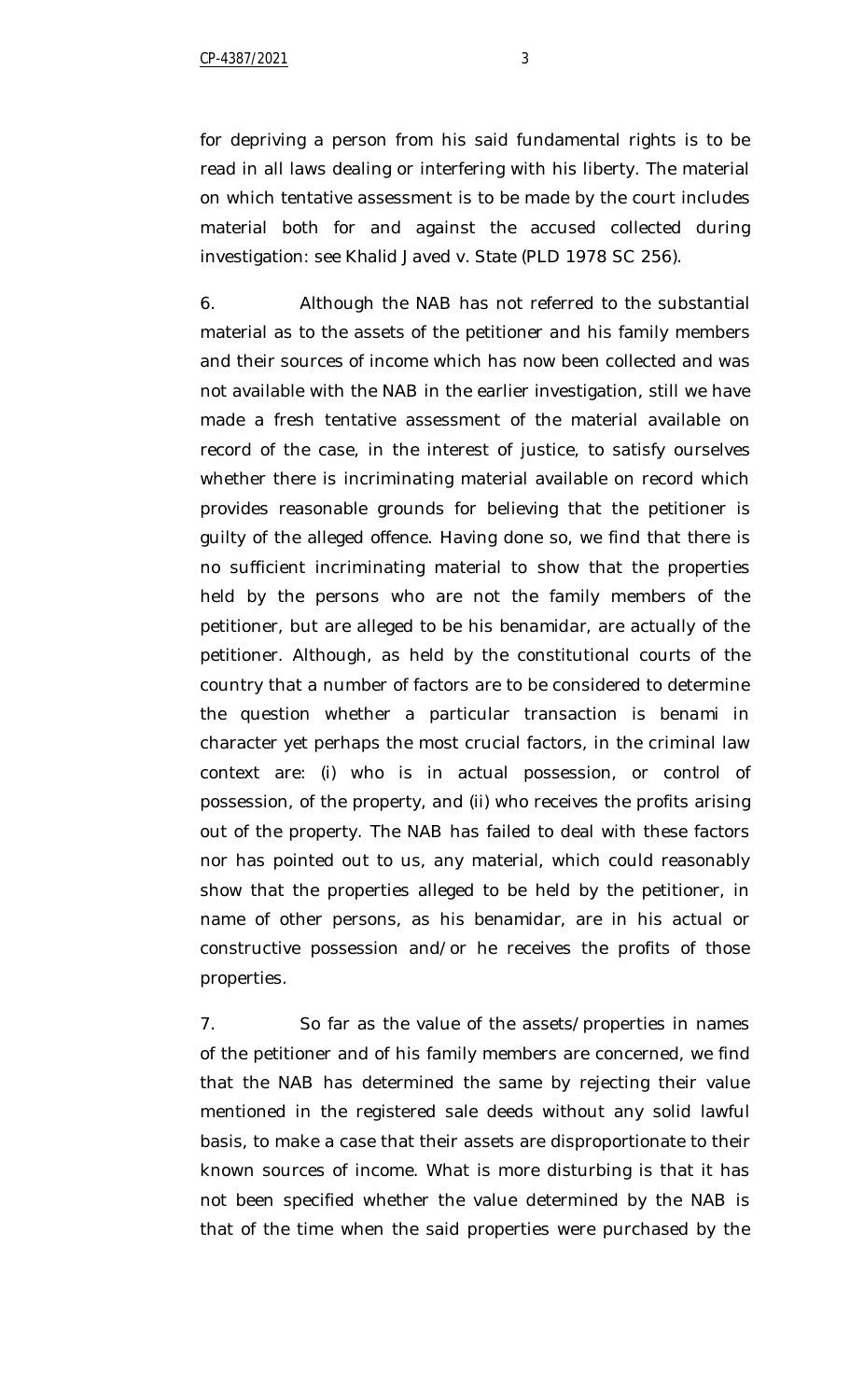for depriving a person from his said fundamental rights is to be read in all laws dealing or interfering with his liberty. The material on which tentative assessment is to be made by the court includes material both for and against the accused collected during investigation: see Khalid Javed v. State (PLD 1978 SC 256).

6. Although the NAB has not referred to the substantial material as to the assets of the petitioner and his family members and their sources of income which has now been collected and was not available with the NAB in the earlier investigation, still we have made a fresh tentative assessment of the material available on record of the case, in the interest of justice, to satisfy ourselves whether there is incriminating material available on record which provides reasonable grounds for believing that the petitioner is guilty of the alleged offence. Having done so, we find that there is no sufficient incriminating material to show that the properties held by the persons who are not the family members of the petitioner, but are alleged to be his benamidar, are actually of the petitioner. Although, as held by the constitutional courts of the country that a number of factors are to be considered to determine the question whether a particular transaction is benami in character yet perhaps the most crucial factors, in the criminal law context are: (i) who is in actual possession, or control of possession, of the property, and (ii) who receives the profits arising out of the property. The NAB has failed to deal with these factors nor has pointed out to us, any material, which could reasonably show that the properties alleged to be held by the petitioner, in name of other persons, as his benamidar, are in his actual or constructive possession and/or he receives the profits of those properties.

7. So far as the value of the assets/properties in names of the petitioner and of his family members are concerned, we find that the NAB has determined the same by rejecting their value mentioned in the registered sale deeds without any solid lawful basis, to make a case that their assets are disproportionate to their known sources of income. What is more disturbing is that it has not been specified whether the value determined by the NAB is that of the time when the said properties were purchased by the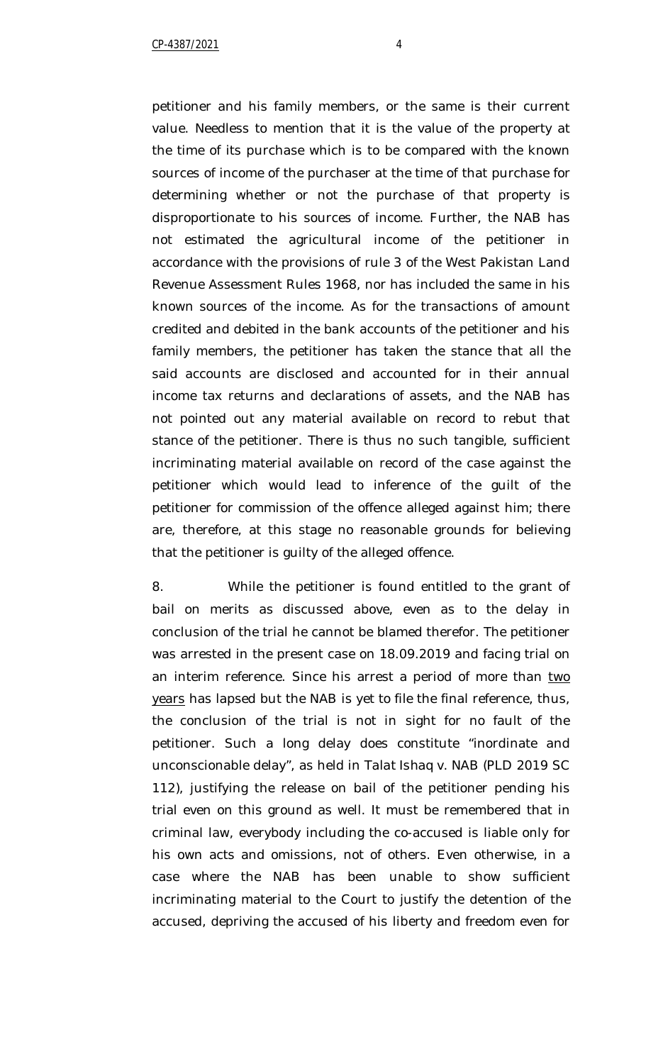petitioner and his family members, or the same is their current value. Needless to mention that it is the value of the property at the time of its purchase which is to be compared with the known sources of income of the purchaser at the time of that purchase for determining whether or not the purchase of that property is disproportionate to his sources of income. Further, the NAB has not estimated the agricultural income of the petitioner in accordance with the provisions of rule 3 of the West Pakistan Land Revenue Assessment Rules 1968, nor has included the same in his known sources of the income. As for the transactions of amount credited and debited in the bank accounts of the petitioner and his family members, the petitioner has taken the stance that all the said accounts are disclosed and accounted for in their annual income tax returns and declarations of assets, and the NAB has not pointed out any material available on record to rebut that stance of the petitioner. There is thus no such tangible, sufficient incriminating material available on record of the case against the petitioner which would lead to inference of the guilt of the petitioner for commission of the offence alleged against him; there are, therefore, at this stage no reasonable grounds for believing that the petitioner is guilty of the alleged offence.

8. While the petitioner is found entitled to the grant of bail on merits as discussed above, even as to the delay in conclusion of the trial he cannot be blamed therefor. The petitioner was arrested in the present case on 18.09.2019 and facing trial on an interim reference. Since his arrest a period of more than <u>two years</u> has lapsed but the NAB is yet to file the final reference, thus, the conclusion of the trial is not in sight for no fault of the petitioner. Such a long delay does constitute "inordinate and unconscionable delay", as held in *Talat Ishaq v. NAB* (PLD 2019 SC 112), justifying the release on bail of the petitioner pending his trial even on this ground as well. It must be remembered that in criminal law, everybody including the co-accused is liable only for his own acts and omissions, not of others. Even otherwise, in a case where the NAB has been unable to show sufficient incriminating material to the Court to justify the detention of the accused, depriving the accused of his liberty and freedom even for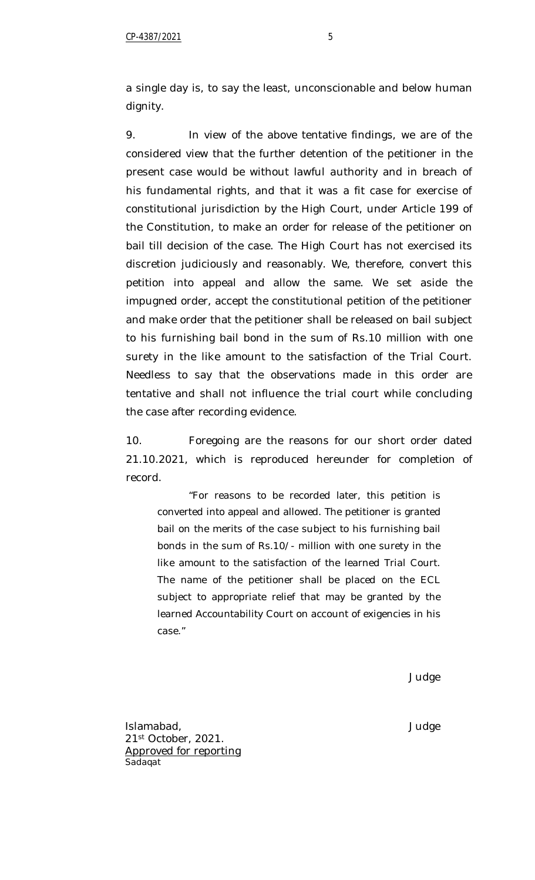a single day is, to say the least, unconscionable and below human dignity.

9. In view of the above tentative findings, we are of the considered view that the further detention of the petitioner in the present case would be without lawful authority and in breach of his fundamental rights, and that it was a fit case for exercise of constitutional jurisdiction by the High Court, under Article 199 of the Constitution, to make an order for release of the petitioner on bail till decision of the case. The High Court has not exercised its discretion judiciously and reasonably. We, therefore, convert this petition into appeal and allow the same. We set aside the impugned order, accept the constitutional petition of the petitioner and make order that the petitioner shall be released on bail subject to his furnishing bail bond in the sum of Rs.10 million with one surety in the like amount to the satisfaction of the Trial Court. Needless to say that the observations made in this order are tentative and shall not influence the trial court while concluding the case after recording evidence.

10. Foregoing are the reasons for our short order dated 21.10.2021, which is reproduced hereunder for completion of record.

> "For reasons to be recorded later, this petition is converted into appeal and allowed. The petitioner is granted bail on the merits of the case subject to his furnishing bail bonds in the sum of Rs.10/- million with one surety in the like amount to the satisfaction of the learned Trial Court. The name of the petitioner shall be placed on the ECL subject to appropriate relief that may be granted by the learned Accountability Court on account of exigencies in his case."

Judge

Judge

Islamabad,
21st October, 2021.
Approved for reporting
Sadaqat